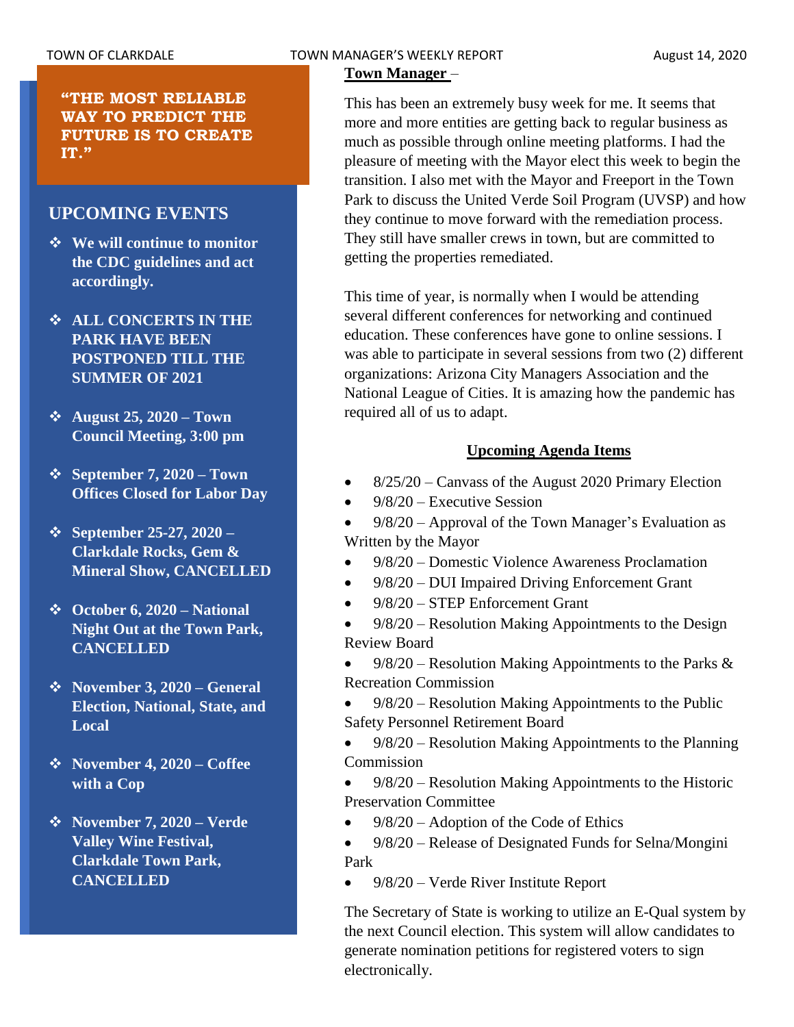**"THE MOST RELIABLE WAY TO PREDICT THE FUTURE IS TO CREATE IT."**

## UPCOMING EVENTS

- **We will continue to monitor the CDC guidelines and act accordingly.**
- **ALL CONCERTS IN THE PARK HAVE BEEN POSTPONED TILL THE SUMMER OF 2021**
- **August 25, 2020 – Town Council Meeting, 3:00 pm**
- **September 7, 2020 – Town Offices Closed for Labor Day**
- **September 25-27, 2020 – Clarkdale Rocks, Gem & Mineral Show, CANCELLED**
- **October 6, 2020 – National Night Out at the Town Park, CANCELLED**
- **November 3, 2020 – General Election, National, State, and Local**
- **November 4, 2020 – Coffee with a Cop**
- **November 7, 2020 – Verde Valley Wine Festival, Clarkdale Town Park, CANCELLED**

**Town Manager** –

This has been an extremely busy week for me. It seems that more and more entities are getting back to regular business as much as possible through online meeting platforms. I had the pleasure of meeting with the Mayor elect this week to begin the transition. I also met with the Mayor and Freeport in the Town Park to discuss the United Verde Soil Program (UVSP) and how they continue to move forward with the remediation process. They still have smaller crews in town, but are committed to getting the properties remediated.

This time of year, is normally when I would be attending several different conferences for networking and continued education. These conferences have gone to online sessions. I was able to participate in several sessions from two (2) different organizations: Arizona City Managers Association and the National League of Cities. It is amazing how the pandemic has required all of us to adapt.

**Upcoming Agenda Items**

- 8/25/20 – Canvass of the August 2020 Primary Election
- 9/8/20 – Executive Session
- 9/8/20 – Approval of the Town Manager's Evaluation as Written by the Mayor
- 9/8/20 – Domestic Violence Awareness Proclamation
- 9/8/20 – DUI Impaired Driving Enforcement Grant
- 9/8/20 – STEP Enforcement Grant
- 9/8/20 – Resolution Making Appointments to the Design Review Board
- 9/8/20 – Resolution Making Appointments to the Parks & Recreation Commission
- 9/8/20 – Resolution Making Appointments to the Public Safety Personnel Retirement Board
- 9/8/20 – Resolution Making Appointments to the Planning Commission
- 9/8/20 – Resolution Making Appointments to the Historic Preservation Committee
- 9/8/20 – Adoption of the Code of Ethics
- 9/8/20 – Release of Designated Funds for Selna/Mongini Park
- 9/8/20 – Verde River Institute Report

The Secretary of State is working to utilize an E-Qual system by the next Council election. This system will allow candidates to generate nomination petitions for registered voters to sign electronically.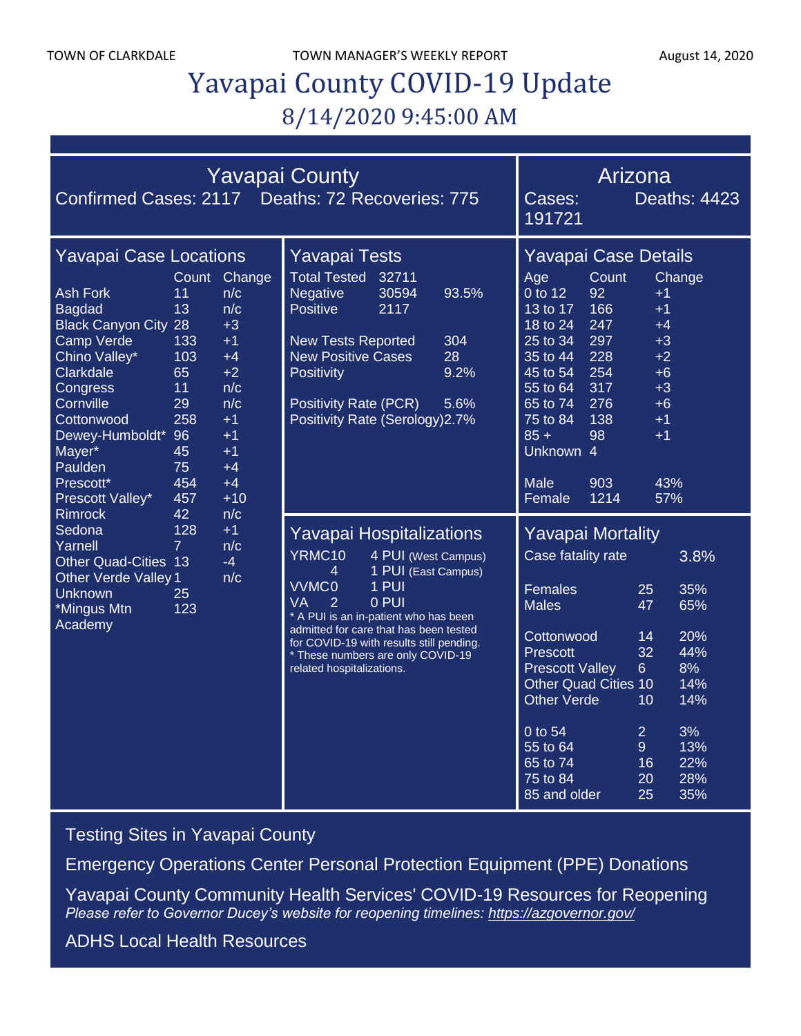# Yavapai County COVID-19 Update

## 8/14/2020 9:45:00 AM

## Yavapai County

Confirmed Cases: 2117 Deaths: 72 Recoveries: 775

## Arizona

Cases: 191721 Deaths: 4423

### Yavapai Case Locations

| | Count | Change |
|---|---|---|
| Ash Fork | 11 | n/c |
| Bagdad | 13 | n/c |
| Black Canyon City | 28 | +3 |
| Camp Verde | 133 | +1 |
| Chino Valley* | 103 | +4 |
| Clarkdale | 65 | +2 |
| Congress | 11 | n/c |
| Cornville | 29 | n/c |
| Cottonwood | 258 | +1 |
| Dewey-Humboldt* | 96 | +1 |
| Mayer* | 45 | +1 |
| Paulden | 75 | +4 |
| Prescott* | 454 | +4 |
| Prescott Valley* | 457 | +10 |
| Rimrock | 42 | n/c |
| Sedona | 128 | +1 |
| Yarnell | 7 | n/c |
| Other Quad-Cities | 13 | -4 |
| Other Verde Valley | 1 | n/c |
| Unknown | 25 | |
| *Mingus Mtn Academy | 123 | |

### Yavapai Tests

| | | |
|---|---|---|
| Total Tested | 32711 | |
| Negative | 30594 | 93.5% |
| Positive | 2117 | |
| New Tests Reported | | 304 |
| New Positive Cases | | 28 |
| Positivity | | 9.2% |
| Positivity Rate (PCR) | | 5.6% |
| Positivity Rate (Serology) | | 2.7% |

### Yavapai Case Details

| Age | Count | Change |
|---|---|---|
| 0 to 12 | 92 | +1 |
| 13 to 17 | 166 | +1 |
| 18 to 24 | 247 | +4 |
| 25 to 34 | 297 | +3 |
| 35 to 44 | 228 | +2 |
| 45 to 54 | 254 | +6 |
| 55 to 64 | 317 | +3 |
| 65 to 74 | 276 | +6 |
| 75 to 84 | 138 | +1 |
| 85 + | 98 | +1 |
| Unknown | 4 | |
| Male | 903 | 43% |
| Female | 1214 | 57% |

### Yavapai Hospitalizations

| | | |
|---|---|---|
| YRMC | 10 | 4 PUI (West Campus) |
| | 4 | 1 PUI (East Campus) |
| VVMC | 0 | 1 PUI |
| VA | 2 | 0 PUI |

* A PUI is an in-patient who has been admitted for care that has been tested for COVID-19 with results still pending.
* These numbers are only COVID-19 related hospitalizations.

### Yavapai Mortality

Case fatality rate 3.8%

| | | |
|---|---|---|
| Females | 25 | 35% |
| Males | 47 | 65% |
| Cottonwood | 14 | 20% |
| Prescott | 32 | 44% |
| Prescott Valley | 6 | 8% |
| Other Quad Cities | 10 | 14% |
| Other Verde | 10 | 14% |
| 0 to 54 | 2 | 3% |
| 55 to 64 | 9 | 13% |
| 65 to 74 | 16 | 22% |
| 75 to 84 | 20 | 28% |
| 85 and older | 25 | 35% |

Testing Sites in Yavapai County

Emergency Operations Center Personal Protection Equipment (PPE) Donations

Yavapai County Community Health Services' COVID-19 Resources for Reopening
*Please refer to Governor Ducey's website for reopening timelines: https://azgovernor.gov/*

ADHS Local Health Resources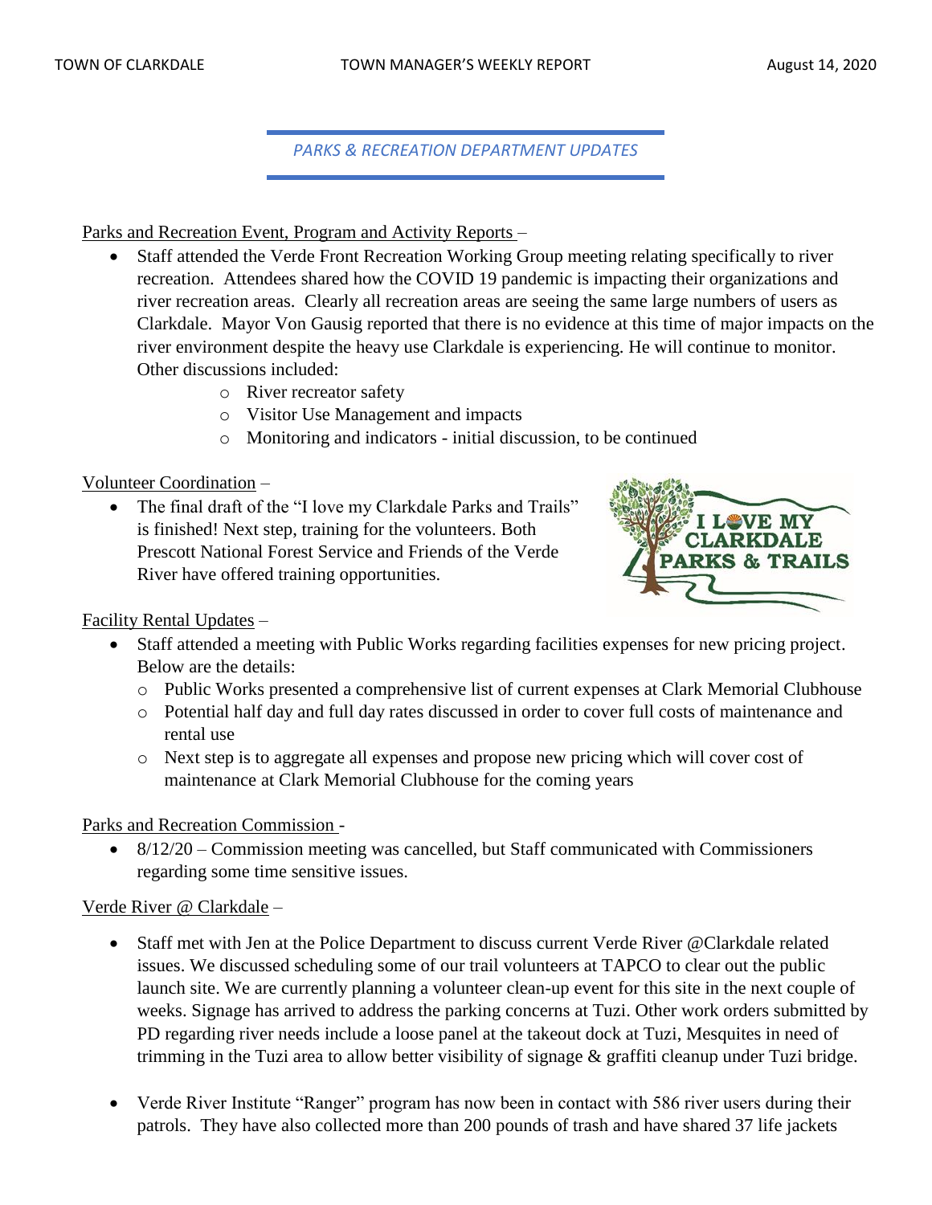## *PARKS & RECREATION DEPARTMENT UPDATES*

Parks and Recreation Event, Program and Activity Reports –

- Staff attended the Verde Front Recreation Working Group meeting relating specifically to river recreation. Attendees shared how the COVID 19 pandemic is impacting their organizations and river recreation areas. Clearly all recreation areas are seeing the same large numbers of users as Clarkdale. Mayor Von Gausig reported that there is no evidence at this time of major impacts on the river environment despite the heavy use Clarkdale is experiencing. He will continue to monitor. Other discussions included:
  - River recreator safety
  - Visitor Use Management and impacts
  - Monitoring and indicators - initial discussion, to be continued

Volunteer Coordination –

- The final draft of the "I love my Clarkdale Parks and Trails" is finished! Next step, training for the volunteers. Both Prescott National Forest Service and Friends of the Verde River have offered training opportunities.

Facility Rental Updates –

- Staff attended a meeting with Public Works regarding facilities expenses for new pricing project. Below are the details:
  - Public Works presented a comprehensive list of current expenses at Clark Memorial Clubhouse
  - Potential half day and full day rates discussed in order to cover full costs of maintenance and rental use
  - Next step is to aggregate all expenses and propose new pricing which will cover cost of maintenance at Clark Memorial Clubhouse for the coming years

Parks and Recreation Commission -

- 8/12/20 – Commission meeting was cancelled, but Staff communicated with Commissioners regarding some time sensitive issues.

Verde River @ Clarkdale –

- Staff met with Jen at the Police Department to discuss current Verde River @Clarkdale related issues. We discussed scheduling some of our trail volunteers at TAPCO to clear out the public launch site. We are currently planning a volunteer clean-up event for this site in the next couple of weeks. Signage has arrived to address the parking concerns at Tuzi. Other work orders submitted by PD regarding river needs include a loose panel at the takeout dock at Tuzi, Mesquites in need of trimming in the Tuzi area to allow better visibility of signage & graffiti cleanup under Tuzi bridge.

- Verde River Institute "Ranger" program has now been in contact with 586 river users during their patrols. They have also collected more than 200 pounds of trash and have shared 37 life jackets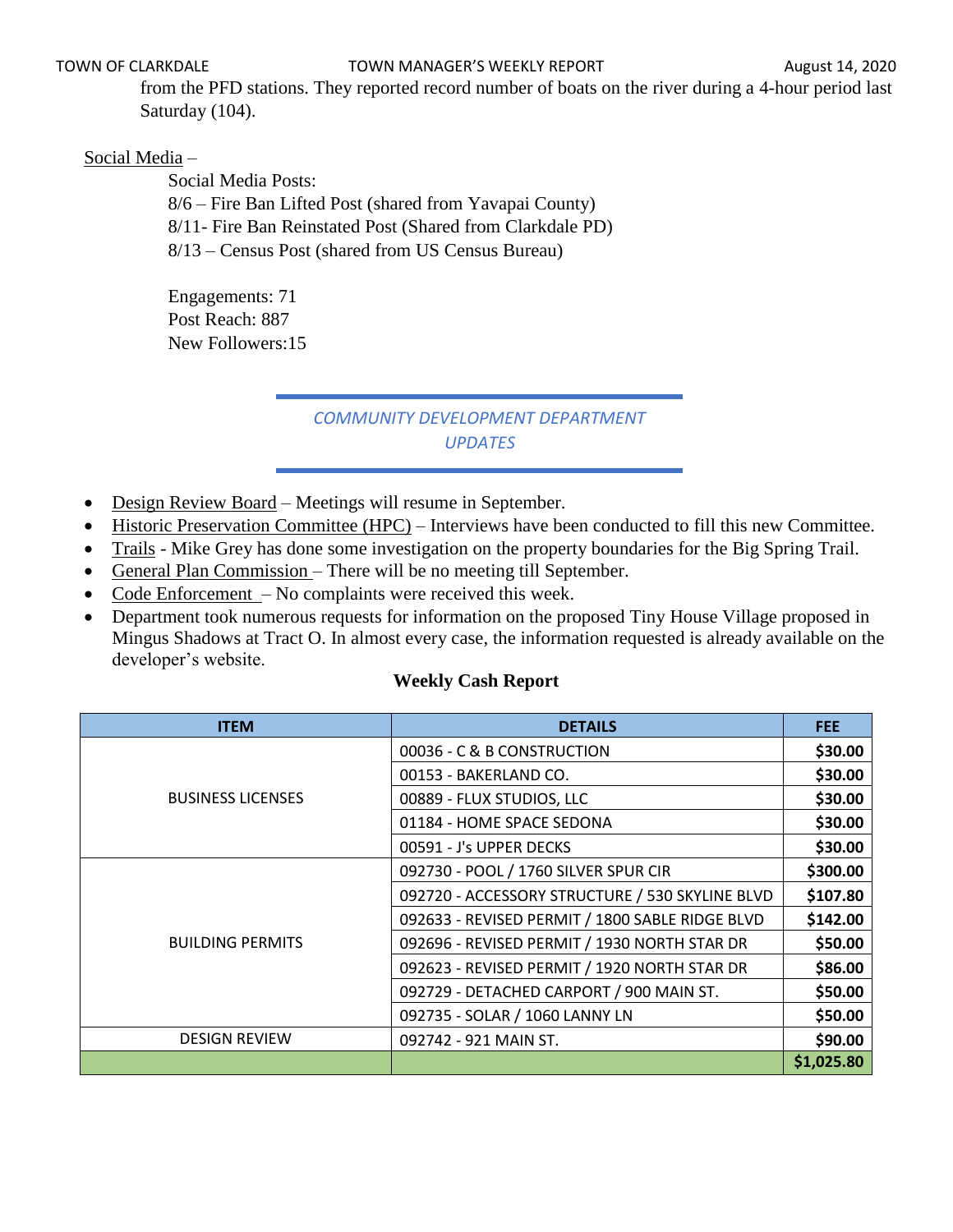from the PFD stations. They reported record number of boats on the river during a 4-hour period last Saturday (104).

Social Media –

Social Media Posts:
8/6 – Fire Ban Lifted Post (shared from Yavapai County)
8/11- Fire Ban Reinstated Post (Shared from Clarkdale PD)
8/13 – Census Post (shared from US Census Bureau)

Engagements: 71
Post Reach: 887
New Followers:15

## *COMMUNITY DEVELOPMENT DEPARTMENT UPDATES*

- Design Review Board – Meetings will resume in September.
- Historic Preservation Committee (HPC) – Interviews have been conducted to fill this new Committee.
- Trails - Mike Grey has done some investigation on the property boundaries for the Big Spring Trail.
- General Plan Commission – There will be no meeting till September.
- Code Enforcement – No complaints were received this week.
- Department took numerous requests for information on the proposed Tiny House Village proposed in Mingus Shadows at Tract O. In almost every case, the information requested is already available on the developer's website.

**Weekly Cash Report**

| ITEM | DETAILS | FEE |
|---|---|---|
| BUSINESS LICENSES | 00036 - C & B CONSTRUCTION | **$30.00** |
| | 00153 - BAKERLAND CO. | **$30.00** |
| | 00889 - FLUX STUDIOS, LLC | **$30.00** |
| | 01184 - HOME SPACE SEDONA | **$30.00** |
| | 00591 - J's UPPER DECKS | **$30.00** |
| BUILDING PERMITS | 092730 - POOL / 1760 SILVER SPUR CIR | **$300.00** |
| | 092720 - ACCESSORY STRUCTURE / 530 SKYLINE BLVD | **$107.80** |
| | 092633 - REVISED PERMIT / 1800 SABLE RIDGE BLVD | **$142.00** |
| | 092696 - REVISED PERMIT / 1930 NORTH STAR DR | **$50.00** |
| | 092623 - REVISED PERMIT / 1920 NORTH STAR DR | **$86.00** |
| | 092729 - DETACHED CARPORT / 900 MAIN ST. | **$50.00** |
| | 092735 - SOLAR / 1060 LANNY LN | **$50.00** |
| DESIGN REVIEW | 092742 - 921 MAIN ST. | **$90.00** |
| | | **$1,025.80** |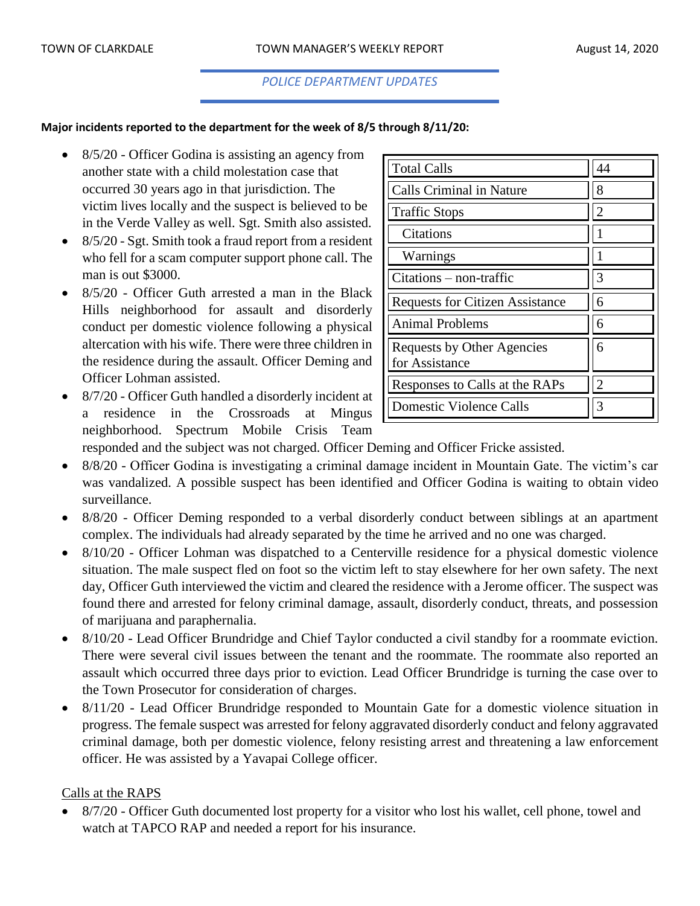## *POLICE DEPARTMENT UPDATES*

**Major incidents reported to the department for the week of 8/5 through 8/11/20:**

| Total Calls | 44 |
|---|---|
| Calls Criminal in Nature | 8 |
| Traffic Stops | 2 |
| Citations | 1 |
| Warnings | 1 |
| Citations – non-traffic | 3 |
| Requests for Citizen Assistance | 6 |
| Animal Problems | 6 |
| Requests by Other Agencies for Assistance | 6 |
| Responses to Calls at the RAPs | 2 |
| Domestic Violence Calls | 3 |

- 8/5/20 - Officer Godina is assisting an agency from another state with a child molestation case that occurred 30 years ago in that jurisdiction. The victim lives locally and the suspect is believed to be in the Verde Valley as well. Sgt. Smith also assisted.
- 8/5/20 - Sgt. Smith took a fraud report from a resident who fell for a scam computer support phone call. The man is out $3000.
- 8/5/20 - Officer Guth arrested a man in the Black Hills neighborhood for assault and disorderly conduct per domestic violence following a physical altercation with his wife. There were three children in the residence during the assault. Officer Deming and Officer Lohman assisted.
- 8/7/20 - Officer Guth handled a disorderly incident at a residence in the Crossroads at Mingus neighborhood. Spectrum Mobile Crisis Team responded and the subject was not charged. Officer Deming and Officer Fricke assisted.
- 8/8/20 - Officer Godina is investigating a criminal damage incident in Mountain Gate. The victim's car was vandalized. A possible suspect has been identified and Officer Godina is waiting to obtain video surveillance.
- 8/8/20 - Officer Deming responded to a verbal disorderly conduct between siblings at an apartment complex. The individuals had already separated by the time he arrived and no one was charged.
- 8/10/20 - Officer Lohman was dispatched to a Centerville residence for a physical domestic violence situation. The male suspect fled on foot so the victim left to stay elsewhere for her own safety. The next day, Officer Guth interviewed the victim and cleared the residence with a Jerome officer. The suspect was found there and arrested for felony criminal damage, assault, disorderly conduct, threats, and possession of marijuana and paraphernalia.
- 8/10/20 - Lead Officer Brundridge and Chief Taylor conducted a civil standby for a roommate eviction. There were several civil issues between the tenant and the roommate. The roommate also reported an assault which occurred three days prior to eviction. Lead Officer Brundridge is turning the case over to the Town Prosecutor for consideration of charges.
- 8/11/20 - Lead Officer Brundridge responded to Mountain Gate for a domestic violence situation in progress. The female suspect was arrested for felony aggravated disorderly conduct and felony aggravated criminal damage, both per domestic violence, felony resisting arrest and threatening a law enforcement officer. He was assisted by a Yavapai College officer.

Calls at the RAPS

- 8/7/20 - Officer Guth documented lost property for a visitor who lost his wallet, cell phone, towel and watch at TAPCO RAP and needed a report for his insurance.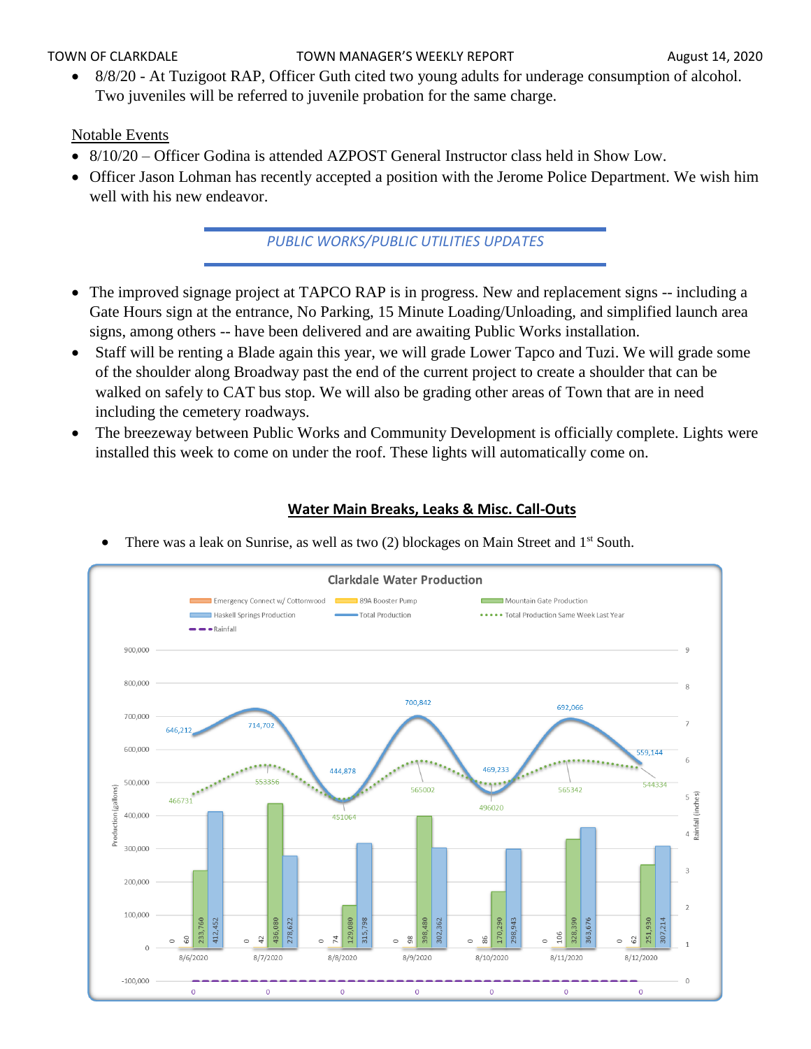- 8/8/20 - At Tuzigoot RAP, Officer Guth cited two young adults for underage consumption of alcohol. Two juveniles will be referred to juvenile probation for the same charge.

Notable Events

- 8/10/20 – Officer Godina is attended AZPOST General Instructor class held in Show Low.
- Officer Jason Lohman has recently accepted a position with the Jerome Police Department. We wish him well with his new endeavor.

## *PUBLIC WORKS/PUBLIC UTILITIES UPDATES*

- The improved signage project at TAPCO RAP is in progress. New and replacement signs -- including a Gate Hours sign at the entrance, No Parking, 15 Minute Loading/Unloading, and simplified launch area signs, among others -- have been delivered and are awaiting Public Works installation.
- Staff will be renting a Blade again this year, we will grade Lower Tapco and Tuzi. We will grade some of the shoulder along Broadway past the end of the current project to create a shoulder that can be walked on safely to CAT bus stop. We will also be grading other areas of Town that are in need including the cemetery roadways.
- The breezeway between Public Works and Community Development is officially complete. Lights were installed this week to come on under the roof. These lights will automatically come on.

### Water Main Breaks, Leaks & Misc. Call-Outs

- There was a leak on Sunrise, as well as two (2) blockages on Main Street and 1st South.

Clarkdale Water Production

Emergency Connect w/ Cottonwood
89A Booster Pump
Mountain Gate Production
Haskell Springs Production
Total Production
Total Production Same Week Last Year
Rainfall

Production (gallons)
Rainfall (inches)

8/6/2020: 0, 60, 233,760, 412,452 — Total 646,212 — Last Year 466731 — Rainfall 0
8/7/2020: 0, 42, 436,080, 278,622 — Total 714,702 — Last Year 553356 — Rainfall 0
8/8/2020: 0, 74, 129,080, 315,798 — Total 444,878 — Last Year 451064 — Rainfall 0
8/9/2020: 0, 98, 398,480, 302,362 — Total 700,842 — Last Year 565002 — Rainfall 0
8/10/2020: 0, 86, 170,290, 298,943 — Total 469,233 — Last Year 496020 — Rainfall 0
8/11/2020: 0, 106, 328,390, 363,676 — Total 692,066 — Last Year 565342 — Rainfall 0
8/12/2020: 0, 62, 251,930, 307,214 — Total 559,144 — Last Year 544334 — Rainfall 0